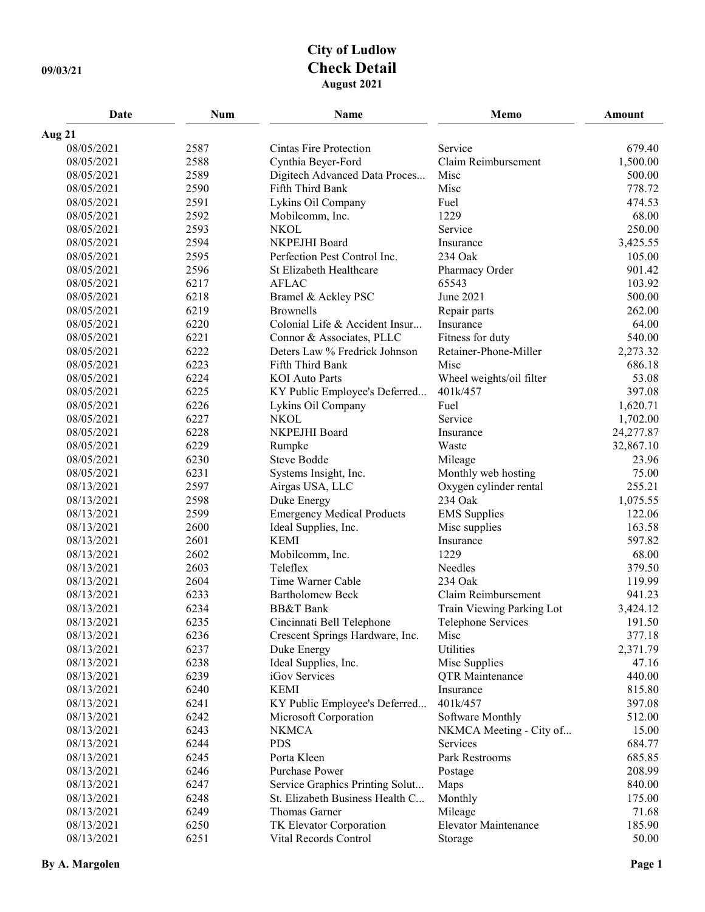# City of Ludlow
## Check Detail
### August 2021

09/03/21

| Date | Num | Name | Memo | Amount |
|---|---|---|---|---|
| **Aug 21** | | | | |
| 08/05/2021 | 2587 | Cintas Fire Protection | Service | 679.40 |
| 08/05/2021 | 2588 | Cynthia Beyer-Ford | Claim Reimbursement | 1,500.00 |
| 08/05/2021 | 2589 | Digitech Advanced Data Proces... | Misc | 500.00 |
| 08/05/2021 | 2590 | Fifth Third Bank | Misc | 778.72 |
| 08/05/2021 | 2591 | Lykins Oil Company | Fuel | 474.53 |
| 08/05/2021 | 2592 | Mobilcomm, Inc. | 1229 | 68.00 |
| 08/05/2021 | 2593 | NKOL | Service | 250.00 |
| 08/05/2021 | 2594 | NKPEJHI Board | Insurance | 3,425.55 |
| 08/05/2021 | 2595 | Perfection Pest Control Inc. | 234 Oak | 105.00 |
| 08/05/2021 | 2596 | St Elizabeth Healthcare | Pharmacy Order | 901.42 |
| 08/05/2021 | 6217 | AFLAC | 65543 | 103.92 |
| 08/05/2021 | 6218 | Bramel & Ackley PSC | June 2021 | 500.00 |
| 08/05/2021 | 6219 | Brownells | Repair parts | 262.00 |
| 08/05/2021 | 6220 | Colonial Life & Accident Insur... | Insurance | 64.00 |
| 08/05/2021 | 6221 | Connor & Associates, PLLC | Fitness for duty | 540.00 |
| 08/05/2021 | 6222 | Deters Law % Fredrick Johnson | Retainer-Phone-Miller | 2,273.32 |
| 08/05/2021 | 6223 | Fifth Third Bank | Misc | 686.18 |
| 08/05/2021 | 6224 | KOI Auto Parts | Wheel weights/oil filter | 53.08 |
| 08/05/2021 | 6225 | KY Public Employee's Deferred... | 401k/457 | 397.08 |
| 08/05/2021 | 6226 | Lykins Oil Company | Fuel | 1,620.71 |
| 08/05/2021 | 6227 | NKOL | Service | 1,702.00 |
| 08/05/2021 | 6228 | NKPEJHI Board | Insurance | 24,277.87 |
| 08/05/2021 | 6229 | Rumpke | Waste | 32,867.10 |
| 08/05/2021 | 6230 | Steve Bodde | Mileage | 23.96 |
| 08/05/2021 | 6231 | Systems Insight, Inc. | Monthly web hosting | 75.00 |
| 08/13/2021 | 2597 | Airgas USA, LLC | Oxygen cylinder rental | 255.21 |
| 08/13/2021 | 2598 | Duke Energy | 234 Oak | 1,075.55 |
| 08/13/2021 | 2599 | Emergency Medical Products | EMS Supplies | 122.06 |
| 08/13/2021 | 2600 | Ideal Supplies, Inc. | Misc supplies | 163.58 |
| 08/13/2021 | 2601 | KEMI | Insurance | 597.82 |
| 08/13/2021 | 2602 | Mobilcomm, Inc. | 1229 | 68.00 |
| 08/13/2021 | 2603 | Teleflex | Needles | 379.50 |
| 08/13/2021 | 2604 | Time Warner Cable | 234 Oak | 119.99 |
| 08/13/2021 | 6233 | Bartholomew Beck | Claim Reimbursement | 941.23 |
| 08/13/2021 | 6234 | BB&T Bank | Train Viewing Parking Lot | 3,424.12 |
| 08/13/2021 | 6235 | Cincinnati Bell Telephone | Telephone Services | 191.50 |
| 08/13/2021 | 6236 | Crescent Springs Hardware, Inc. | Misc | 377.18 |
| 08/13/2021 | 6237 | Duke Energy | Utilities | 2,371.79 |
| 08/13/2021 | 6238 | Ideal Supplies, Inc. | Misc Supplies | 47.16 |
| 08/13/2021 | 6239 | iGov Services | QTR Maintenance | 440.00 |
| 08/13/2021 | 6240 | KEMI | Insurance | 815.80 |
| 08/13/2021 | 6241 | KY Public Employee's Deferred... | 401k/457 | 397.08 |
| 08/13/2021 | 6242 | Microsoft Corporation | Software Monthly | 512.00 |
| 08/13/2021 | 6243 | NKMCA | NKMCA Meeting - City of... | 15.00 |
| 08/13/2021 | 6244 | PDS | Services | 684.77 |
| 08/13/2021 | 6245 | Porta Kleen | Park Restrooms | 685.85 |
| 08/13/2021 | 6246 | Purchase Power | Postage | 208.99 |
| 08/13/2021 | 6247 | Service Graphics Printing Solut... | Maps | 840.00 |
| 08/13/2021 | 6248 | St. Elizabeth Business Health C... | Monthly | 175.00 |
| 08/13/2021 | 6249 | Thomas Garner | Mileage | 71.68 |
| 08/13/2021 | 6250 | TK Elevator Corporation | Elevator Maintenance | 185.90 |
| 08/13/2021 | 6251 | Vital Records Control | Storage | 50.00 |

By A. Margolen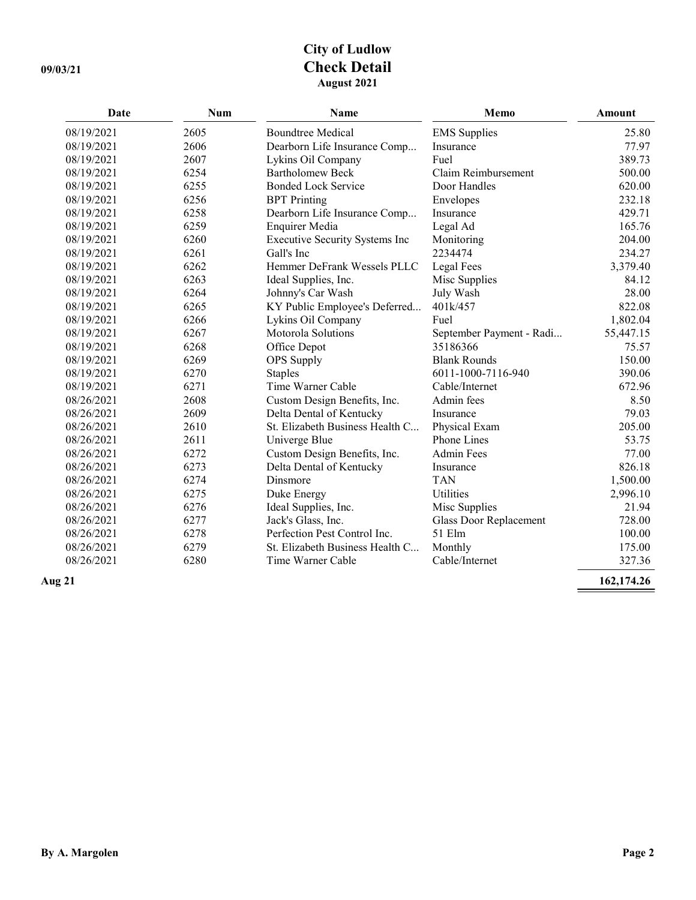# City of Ludlow
## Check Detail
### August 2021

| Date | Num | Name | Memo | Amount |
|---|---|---|---|---|
| 08/19/2021 | 2605 | Boundtree Medical | EMS Supplies | 25.80 |
| 08/19/2021 | 2606 | Dearborn Life Insurance Comp... | Insurance | 77.97 |
| 08/19/2021 | 2607 | Lykins Oil Company | Fuel | 389.73 |
| 08/19/2021 | 6254 | Bartholomew Beck | Claim Reimbursement | 500.00 |
| 08/19/2021 | 6255 | Bonded Lock Service | Door Handles | 620.00 |
| 08/19/2021 | 6256 | BPT Printing | Envelopes | 232.18 |
| 08/19/2021 | 6258 | Dearborn Life Insurance Comp... | Insurance | 429.71 |
| 08/19/2021 | 6259 | Enquirer Media | Legal Ad | 165.76 |
| 08/19/2021 | 6260 | Executive Security Systems Inc | Monitoring | 204.00 |
| 08/19/2021 | 6261 | Gall's Inc | 2234474 | 234.27 |
| 08/19/2021 | 6262 | Hemmer DeFrank Wessels PLLC | Legal Fees | 3,379.40 |
| 08/19/2021 | 6263 | Ideal Supplies, Inc. | Misc Supplies | 84.12 |
| 08/19/2021 | 6264 | Johnny's Car Wash | July Wash | 28.00 |
| 08/19/2021 | 6265 | KY Public Employee's Deferred... | 401k/457 | 822.08 |
| 08/19/2021 | 6266 | Lykins Oil Company | Fuel | 1,802.04 |
| 08/19/2021 | 6267 | Motorola Solutions | September Payment - Radi... | 55,447.15 |
| 08/19/2021 | 6268 | Office Depot | 35186366 | 75.57 |
| 08/19/2021 | 6269 | OPS Supply | Blank Rounds | 150.00 |
| 08/19/2021 | 6270 | Staples | 6011-1000-7116-940 | 390.06 |
| 08/19/2021 | 6271 | Time Warner Cable | Cable/Internet | 672.96 |
| 08/26/2021 | 2608 | Custom Design Benefits, Inc. | Admin fees | 8.50 |
| 08/26/2021 | 2609 | Delta Dental of Kentucky | Insurance | 79.03 |
| 08/26/2021 | 2610 | St. Elizabeth Business Health C... | Physical Exam | 205.00 |
| 08/26/2021 | 2611 | Univerge Blue | Phone Lines | 53.75 |
| 08/26/2021 | 6272 | Custom Design Benefits, Inc. | Admin Fees | 77.00 |
| 08/26/2021 | 6273 | Delta Dental of Kentucky | Insurance | 826.18 |
| 08/26/2021 | 6274 | Dinsmore | TAN | 1,500.00 |
| 08/26/2021 | 6275 | Duke Energy | Utilities | 2,996.10 |
| 08/26/2021 | 6276 | Ideal Supplies, Inc. | Misc Supplies | 21.94 |
| 08/26/2021 | 6277 | Jack's Glass, Inc. | Glass Door Replacement | 728.00 |
| 08/26/2021 | 6278 | Perfection Pest Control Inc. | 51 Elm | 100.00 |
| 08/26/2021 | 6279 | St. Elizabeth Business Health C... | Monthly | 175.00 |
| 08/26/2021 | 6280 | Time Warner Cable | Cable/Internet | 327.36 |
| **Aug 21** | | | | **162,174.26** |

**By A. Margolen**